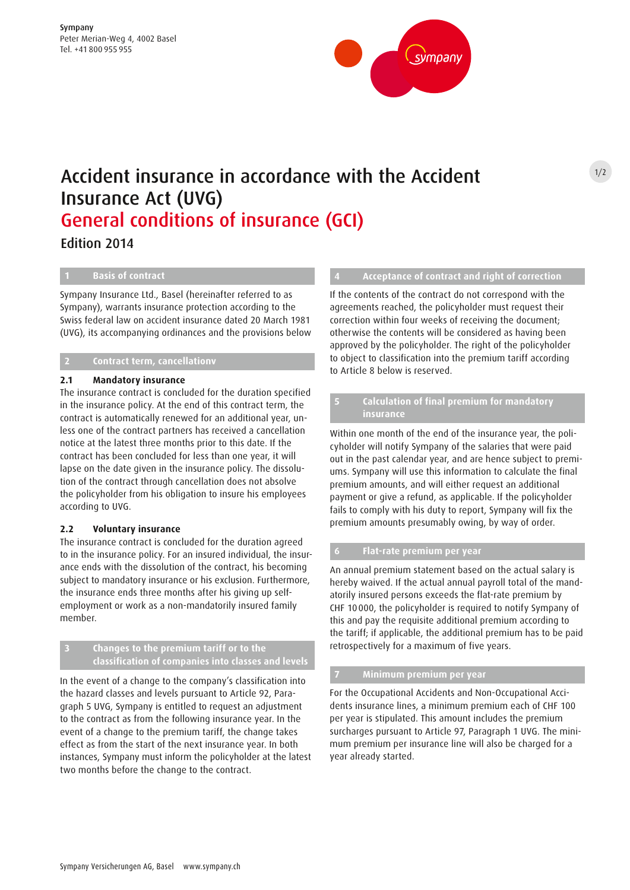Sympany
Peter Merian-Weg 4, 4002 Basel
Tel. +41 800 955 955

# Accident insurance in accordance with the Accident Insurance Act (UVG)

# General conditions of insurance (GCI)

## Edition 2014

## 1 Basis of contract

Sympany Insurance Ltd., Basel (hereinafter referred to as Sympany), warrants insurance protection according to the Swiss federal law on accident insurance dated 20 March 1981 (UVG), its accompanying ordinances and the provisions below

## 2 Contract term, cancellationv

### 2.1 Mandatory insurance

The insurance contract is concluded for the duration specified in the insurance policy. At the end of this contract term, the contract is automatically renewed for an additional year, unless one of the contract partners has received a cancellation notice at the latest three months prior to this date. If the contract has been concluded for less than one year, it will lapse on the date given in the insurance policy. The dissolution of the contract through cancellation does not absolve the policyholder from his obligation to insure his employees according to UVG.

### 2.2 Voluntary insurance

The insurance contract is concluded for the duration agreed to in the insurance policy. For an insured individual, the insurance ends with the dissolution of the contract, his becoming subject to mandatory insurance or his exclusion. Furthermore, the insurance ends three months after his giving up self-employment or work as a non-mandatorily insured family member.

## 3 Changes to the premium tariff or to the classification of companies into classes and levels

In the event of a change to the company's classification into the hazard classes and levels pursuant to Article 92, Paragraph 5 UVG, Sympany is entitled to request an adjustment to the contract as from the following insurance year. In the event of a change to the premium tariff, the change takes effect as from the start of the next insurance year. In both instances, Sympany must inform the policyholder at the latest two months before the change to the contract.

## 4 Acceptance of contract and right of correction

If the contents of the contract do not correspond with the agreements reached, the policyholder must request their correction within four weeks of receiving the document; otherwise the contents will be considered as having been approved by the policyholder. The right of the policyholder to object to classification into the premium tariff according to Article 8 below is reserved.

## 5 Calculation of final premium for mandatory insurance

Within one month of the end of the insurance year, the policyholder will notify Sympany of the salaries that were paid out in the past calendar year, and are hence subject to premiums. Sympany will use this information to calculate the final premium amounts, and will either request an additional payment or give a refund, as applicable. If the policyholder fails to comply with his duty to report, Sympany will fix the premium amounts presumably owing, by way of order.

## 6 Flat-rate premium per year

An annual premium statement based on the actual salary is hereby waived. If the actual annual payroll total of the mandatorily insured persons exceeds the flat-rate premium by CHF 10 000, the policyholder is required to notify Sympany of this and pay the requisite additional premium according to the tariff; if applicable, the additional premium has to be paid retrospectively for a maximum of five years.

## 7 Minimum premium per year

For the Occupational Accidents and Non-Occupational Accidents insurance lines, a minimum premium each of CHF 100 per year is stipulated. This amount includes the premium surcharges pursuant to Article 97, Paragraph 1 UVG. The minimum premium per insurance line will also be charged for a year already started.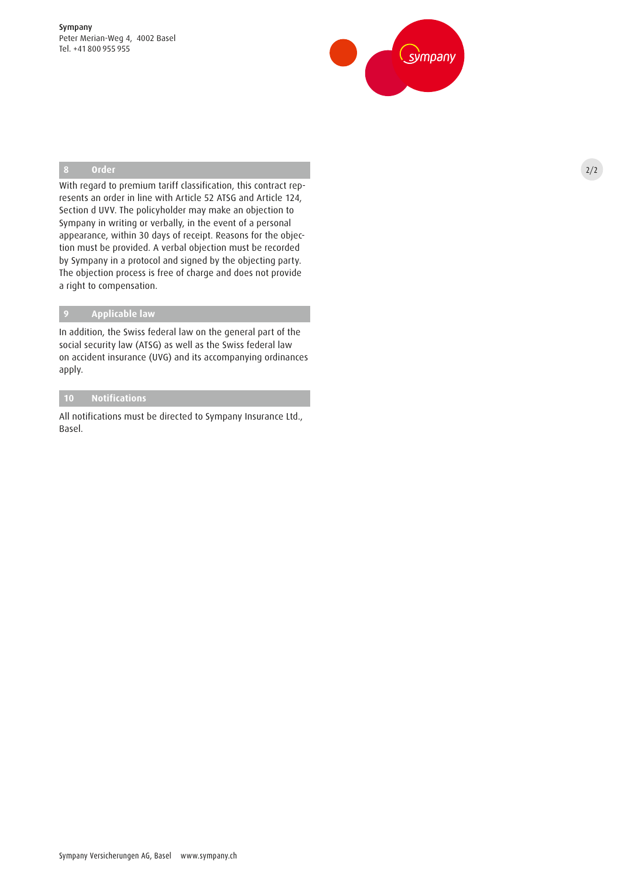Sympany
Peter Merian-Weg 4, 4002 Basel
Tel. +41 800 955 955

## 8 Order

With regard to premium tariff classification, this contract represents an order in line with Article 52 ATSG and Article 124, Section d UVV. The policyholder may make an objection to Sympany in writing or verbally, in the event of a personal appearance, within 30 days of receipt. Reasons for the objection must be provided. A verbal objection must be recorded by Sympany in a protocol and signed by the objecting party. The objection process is free of charge and does not provide a right to compensation.

## 9 Applicable law

In addition, the Swiss federal law on the general part of the social security law (ATSG) as well as the Swiss federal law on accident insurance (UVG) and its accompanying ordinances apply.

## 10 Notifications

All notifications must be directed to Sympany Insurance Ltd., Basel.